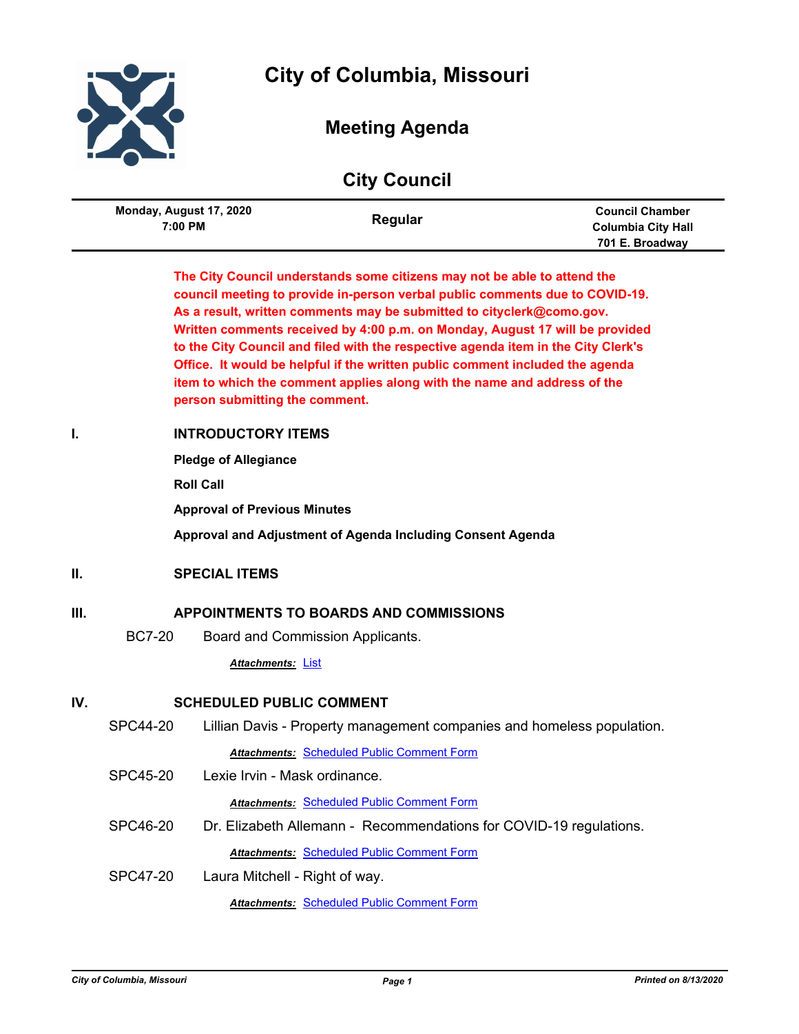# City of Columbia, Missouri

## Meeting Agenda

## City Council

| Monday, August 17, 2020 7:00 PM | Regular | Council Chamber Columbia City Hall 701 E. Broadway |
|---|---|---|

**The City Council understands some citizens may not be able to attend the council meeting to provide in-person verbal public comments due to COVID-19. As a result, written comments may be submitted to cityclerk@como.gov. Written comments received by 4:00 p.m. on Monday, August 17 will be provided to the City Council and filed with the respective agenda item in the City Clerk's Office. It would be helpful if the written public comment included the agenda item to which the comment applies along with the name and address of the person submitting the comment.**

## I. INTRODUCTORY ITEMS

**Pledge of Allegiance**

**Roll Call**

**Approval of Previous Minutes**

**Approval and Adjustment of Agenda Including Consent Agenda**

## II. SPECIAL ITEMS

## III. APPOINTMENTS TO BOARDS AND COMMISSIONS

BC7-20 Board and Commission Applicants.

***Attachments:*** List

## IV. SCHEDULED PUBLIC COMMENT

SPC44-20 Lillian Davis - Property management companies and homeless population.

***Attachments:*** Scheduled Public Comment Form

SPC45-20 Lexie Irvin - Mask ordinance.

***Attachments:*** Scheduled Public Comment Form

SPC46-20 Dr. Elizabeth Allemann - Recommendations for COVID-19 regulations.

***Attachments:*** Scheduled Public Comment Form

SPC47-20 Laura Mitchell - Right of way.

***Attachments:*** Scheduled Public Comment Form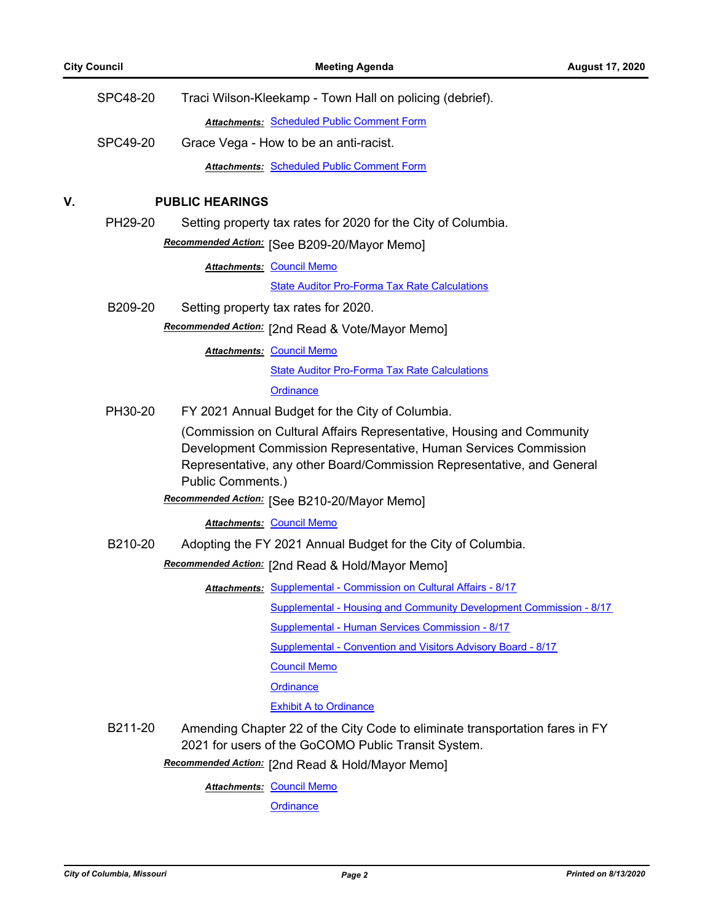SPC48-20 Traci Wilson-Kleekamp - Town Hall on policing (debrief).

***Attachments:*** Scheduled Public Comment Form

SPC49-20 Grace Vega - How to be an anti-racist.

***Attachments:*** Scheduled Public Comment Form

## V. PUBLIC HEARINGS

PH29-20 Setting property tax rates for 2020 for the City of Columbia.

***Recommended Action:*** [See B209-20/Mayor Memo]

***Attachments:*** Council Memo

State Auditor Pro-Forma Tax Rate Calculations

B209-20 Setting property tax rates for 2020.

***Recommended Action:*** [2nd Read & Vote/Mayor Memo]

***Attachments:*** Council Memo

State Auditor Pro-Forma Tax Rate Calculations

Ordinance

PH30-20 FY 2021 Annual Budget for the City of Columbia.

(Commission on Cultural Affairs Representative, Housing and Community Development Commission Representative, Human Services Commission Representative, any other Board/Commission Representative, and General Public Comments.)

***Recommended Action:*** [See B210-20/Mayor Memo]

***Attachments:*** Council Memo

B210-20 Adopting the FY 2021 Annual Budget for the City of Columbia.

***Recommended Action:*** [2nd Read & Hold/Mayor Memo]

***Attachments:*** Supplemental - Commission on Cultural Affairs - 8/17

Supplemental - Housing and Community Development Commission - 8/17

Supplemental - Human Services Commission - 8/17

Supplemental - Convention and Visitors Advisory Board - 8/17

Council Memo

Ordinance

Exhibit A to Ordinance

B211-20 Amending Chapter 22 of the City Code to eliminate transportation fares in FY 2021 for users of the GoCOMO Public Transit System.

***Recommended Action:*** [2nd Read & Hold/Mayor Memo]

***Attachments:*** Council Memo

Ordinance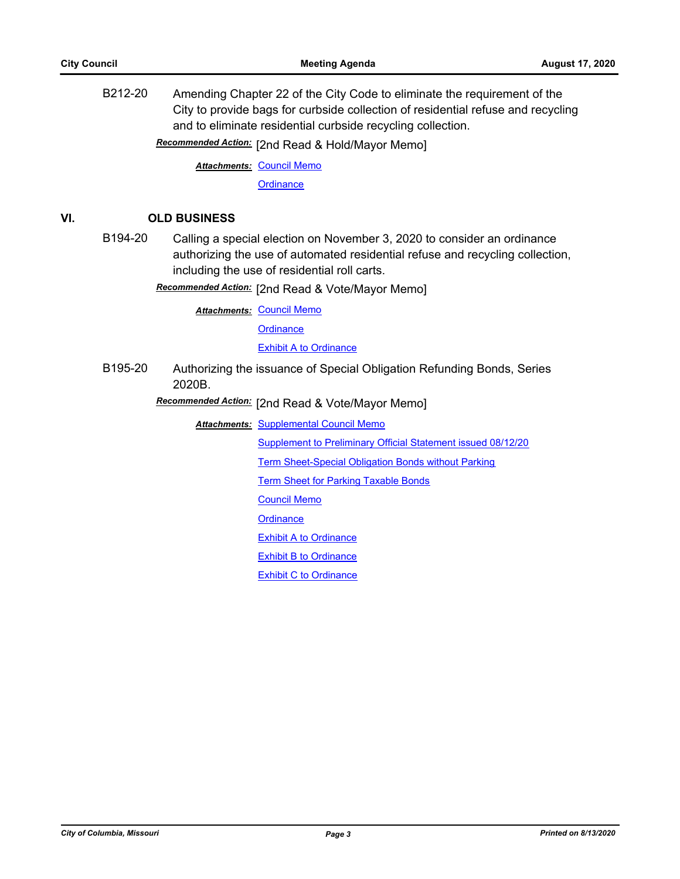B212-20 Amending Chapter 22 of the City Code to eliminate the requirement of the City to provide bags for curbside collection of residential refuse and recycling and to eliminate residential curbside recycling collection.

***Recommended Action:*** [2nd Read & Hold/Mayor Memo]

***Attachments:*** Council Memo
Ordinance

## VI. OLD BUSINESS

B194-20 Calling a special election on November 3, 2020 to consider an ordinance authorizing the use of automated residential refuse and recycling collection, including the use of residential roll carts.

***Recommended Action:*** [2nd Read & Vote/Mayor Memo]

***Attachments:*** Council Memo
Ordinance
Exhibit A to Ordinance

B195-20 Authorizing the issuance of Special Obligation Refunding Bonds, Series 2020B.

***Recommended Action:*** [2nd Read & Vote/Mayor Memo]

***Attachments:*** Supplemental Council Memo
Supplement to Preliminary Official Statement issued 08/12/20
Term Sheet-Special Obligation Bonds without Parking
Term Sheet for Parking Taxable Bonds
Council Memo
Ordinance
Exhibit A to Ordinance
Exhibit B to Ordinance
Exhibit C to Ordinance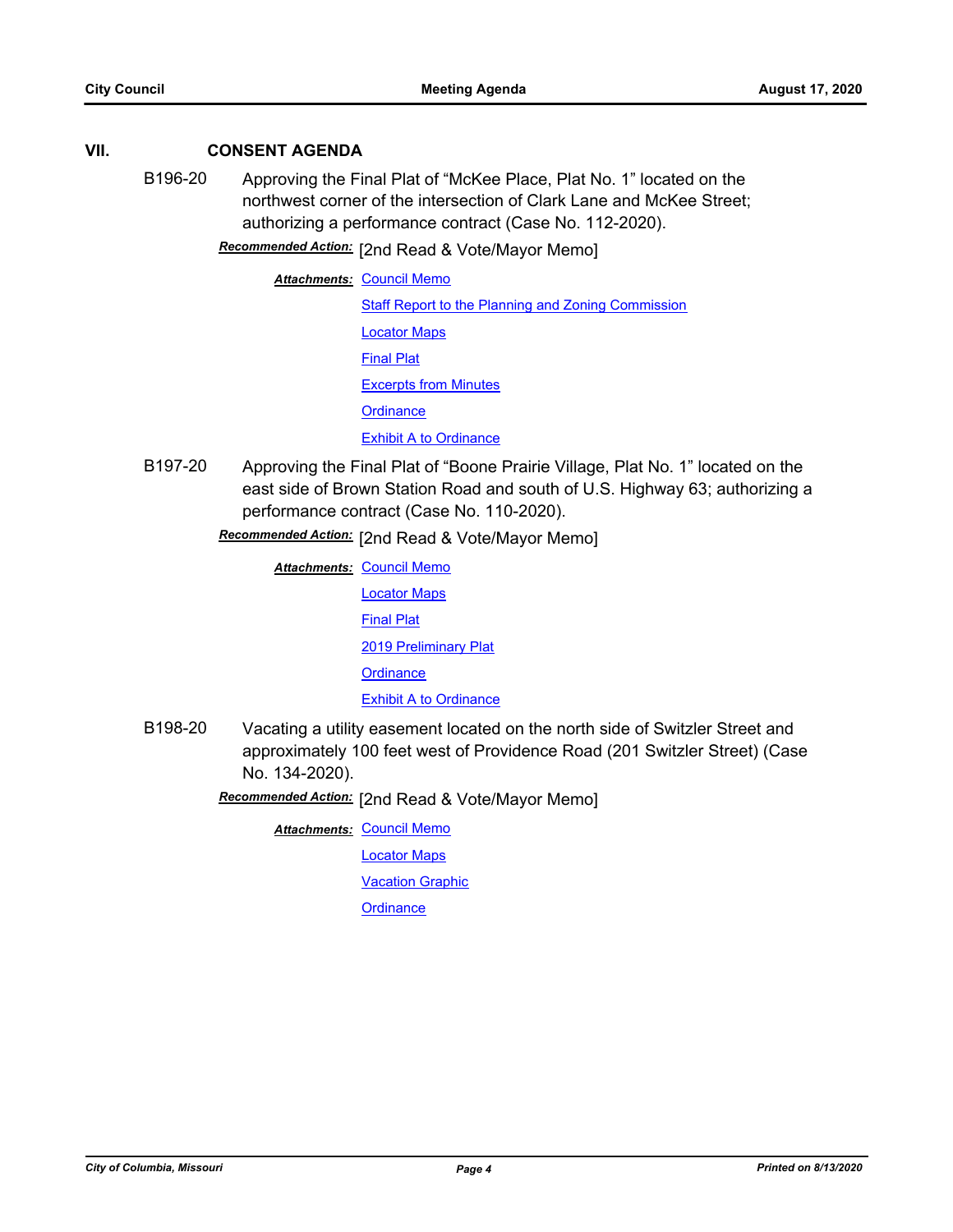## VII. CONSENT AGENDA

**B196-20** Approving the Final Plat of "McKee Place, Plat No. 1" located on the northwest corner of the intersection of Clark Lane and McKee Street; authorizing a performance contract (Case No. 112-2020).

***Recommended Action:*** [2nd Read & Vote/Mayor Memo]

***Attachments:*** Council Memo
Staff Report to the Planning and Zoning Commission
Locator Maps
Final Plat
Excerpts from Minutes
Ordinance
Exhibit A to Ordinance

**B197-20** Approving the Final Plat of "Boone Prairie Village, Plat No. 1" located on the east side of Brown Station Road and south of U.S. Highway 63; authorizing a performance contract (Case No. 110-2020).

***Recommended Action:*** [2nd Read & Vote/Mayor Memo]

***Attachments:*** Council Memo
Locator Maps
Final Plat
2019 Preliminary Plat
Ordinance
Exhibit A to Ordinance

**B198-20** Vacating a utility easement located on the north side of Switzler Street and approximately 100 feet west of Providence Road (201 Switzler Street) (Case No. 134-2020).

***Recommended Action:*** [2nd Read & Vote/Mayor Memo]

***Attachments:*** Council Memo
Locator Maps
Vacation Graphic
Ordinance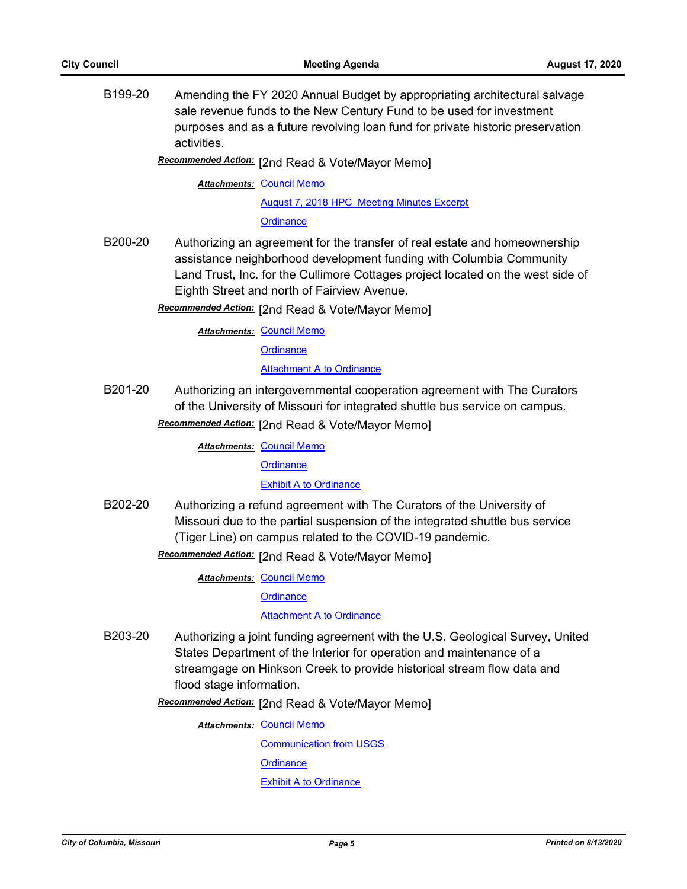B199-20 Amending the FY 2020 Annual Budget by appropriating architectural salvage sale revenue funds to the New Century Fund to be used for investment purposes and as a future revolving loan fund for private historic preservation activities.

***Recommended Action:*** [2nd Read & Vote/Mayor Memo]

***Attachments:*** Council Memo
August 7, 2018 HPC Meeting Minutes Excerpt
Ordinance

B200-20 Authorizing an agreement for the transfer of real estate and homeownership assistance neighborhood development funding with Columbia Community Land Trust, Inc. for the Cullimore Cottages project located on the west side of Eighth Street and north of Fairview Avenue.

***Recommended Action:*** [2nd Read & Vote/Mayor Memo]

***Attachments:*** Council Memo
Ordinance
Attachment A to Ordinance

B201-20 Authorizing an intergovernmental cooperation agreement with The Curators of the University of Missouri for integrated shuttle bus service on campus.

***Recommended Action:*** [2nd Read & Vote/Mayor Memo]

***Attachments:*** Council Memo
Ordinance
Exhibit A to Ordinance

B202-20 Authorizing a refund agreement with The Curators of the University of Missouri due to the partial suspension of the integrated shuttle bus service (Tiger Line) on campus related to the COVID-19 pandemic.

***Recommended Action:*** [2nd Read & Vote/Mayor Memo]

***Attachments:*** Council Memo
Ordinance
Attachment A to Ordinance

B203-20 Authorizing a joint funding agreement with the U.S. Geological Survey, United States Department of the Interior for operation and maintenance of a streamgage on Hinkson Creek to provide historical stream flow data and flood stage information.

***Recommended Action:*** [2nd Read & Vote/Mayor Memo]

***Attachments:*** Council Memo
Communication from USGS
Ordinance
Exhibit A to Ordinance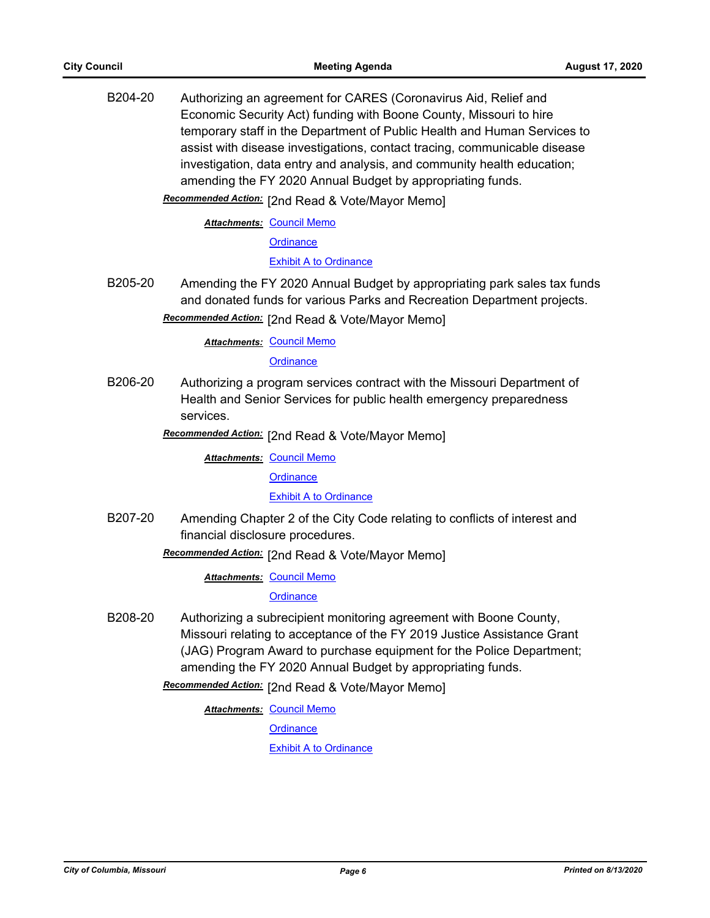B204-20 Authorizing an agreement for CARES (Coronavirus Aid, Relief and Economic Security Act) funding with Boone County, Missouri to hire temporary staff in the Department of Public Health and Human Services to assist with disease investigations, contact tracing, communicable disease investigation, data entry and analysis, and community health education; amending the FY 2020 Annual Budget by appropriating funds.

***Recommended Action:*** [2nd Read & Vote/Mayor Memo]

***Attachments:*** Council Memo
Ordinance
Exhibit A to Ordinance

B205-20 Amending the FY 2020 Annual Budget by appropriating park sales tax funds and donated funds for various Parks and Recreation Department projects.

***Recommended Action:*** [2nd Read & Vote/Mayor Memo]

***Attachments:*** Council Memo
Ordinance

B206-20 Authorizing a program services contract with the Missouri Department of Health and Senior Services for public health emergency preparedness services.

***Recommended Action:*** [2nd Read & Vote/Mayor Memo]

***Attachments:*** Council Memo
Ordinance
Exhibit A to Ordinance

B207-20 Amending Chapter 2 of the City Code relating to conflicts of interest and financial disclosure procedures.

***Recommended Action:*** [2nd Read & Vote/Mayor Memo]

***Attachments:*** Council Memo
Ordinance

B208-20 Authorizing a subrecipient monitoring agreement with Boone County, Missouri relating to acceptance of the FY 2019 Justice Assistance Grant (JAG) Program Award to purchase equipment for the Police Department; amending the FY 2020 Annual Budget by appropriating funds.

***Recommended Action:*** [2nd Read & Vote/Mayor Memo]

***Attachments:*** Council Memo
Ordinance
Exhibit A to Ordinance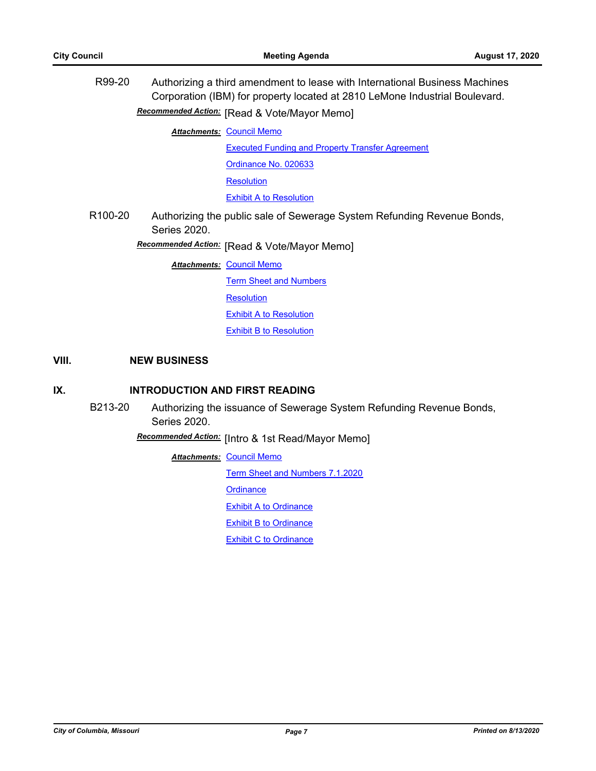R99-20 Authorizing a third amendment to lease with International Business Machines Corporation (IBM) for property located at 2810 LeMone Industrial Boulevard.

***Recommended Action:*** [Read & Vote/Mayor Memo]

***Attachments:*** Council Memo
Executed Funding and Property Transfer Agreement
Ordinance No. 020633
Resolution
Exhibit A to Resolution

R100-20 Authorizing the public sale of Sewerage System Refunding Revenue Bonds, Series 2020.

***Recommended Action:*** [Read & Vote/Mayor Memo]

***Attachments:*** Council Memo
Term Sheet and Numbers
Resolution
Exhibit A to Resolution
Exhibit B to Resolution

## VIII. NEW BUSINESS

## IX. INTRODUCTION AND FIRST READING

B213-20 Authorizing the issuance of Sewerage System Refunding Revenue Bonds, Series 2020.

***Recommended Action:*** [Intro & 1st Read/Mayor Memo]

***Attachments:*** Council Memo
Term Sheet and Numbers 7.1.2020
Ordinance
Exhibit A to Ordinance
Exhibit B to Ordinance
Exhibit C to Ordinance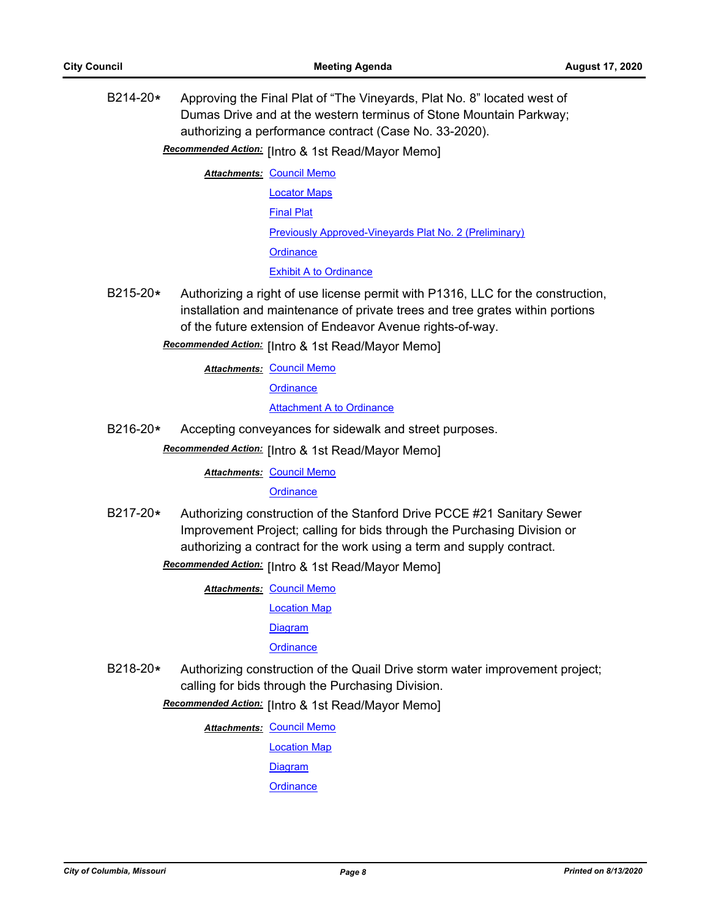**B214-20\*** Approving the Final Plat of "The Vineyards, Plat No. 8" located west of Dumas Drive and at the western terminus of Stone Mountain Parkway; authorizing a performance contract (Case No. 33-2020).

***Recommended Action:*** [Intro & 1st Read/Mayor Memo]

***Attachments:*** Council Memo
Locator Maps
Final Plat
Previously Approved-Vineyards Plat No. 2 (Preliminary)
Ordinance
Exhibit A to Ordinance

**B215-20\*** Authorizing a right of use license permit with P1316, LLC for the construction, installation and maintenance of private trees and tree grates within portions of the future extension of Endeavor Avenue rights-of-way.

***Recommended Action:*** [Intro & 1st Read/Mayor Memo]

***Attachments:*** Council Memo
Ordinance
Attachment A to Ordinance

**B216-20\*** Accepting conveyances for sidewalk and street purposes.

***Recommended Action:*** [Intro & 1st Read/Mayor Memo]

***Attachments:*** Council Memo
Ordinance

**B217-20\*** Authorizing construction of the Stanford Drive PCCE #21 Sanitary Sewer Improvement Project; calling for bids through the Purchasing Division or authorizing a contract for the work using a term and supply contract.

***Recommended Action:*** [Intro & 1st Read/Mayor Memo]

***Attachments:*** Council Memo
Location Map
Diagram
Ordinance

**B218-20\*** Authorizing construction of the Quail Drive storm water improvement project; calling for bids through the Purchasing Division.

***Recommended Action:*** [Intro & 1st Read/Mayor Memo]

***Attachments:*** Council Memo
Location Map
Diagram
Ordinance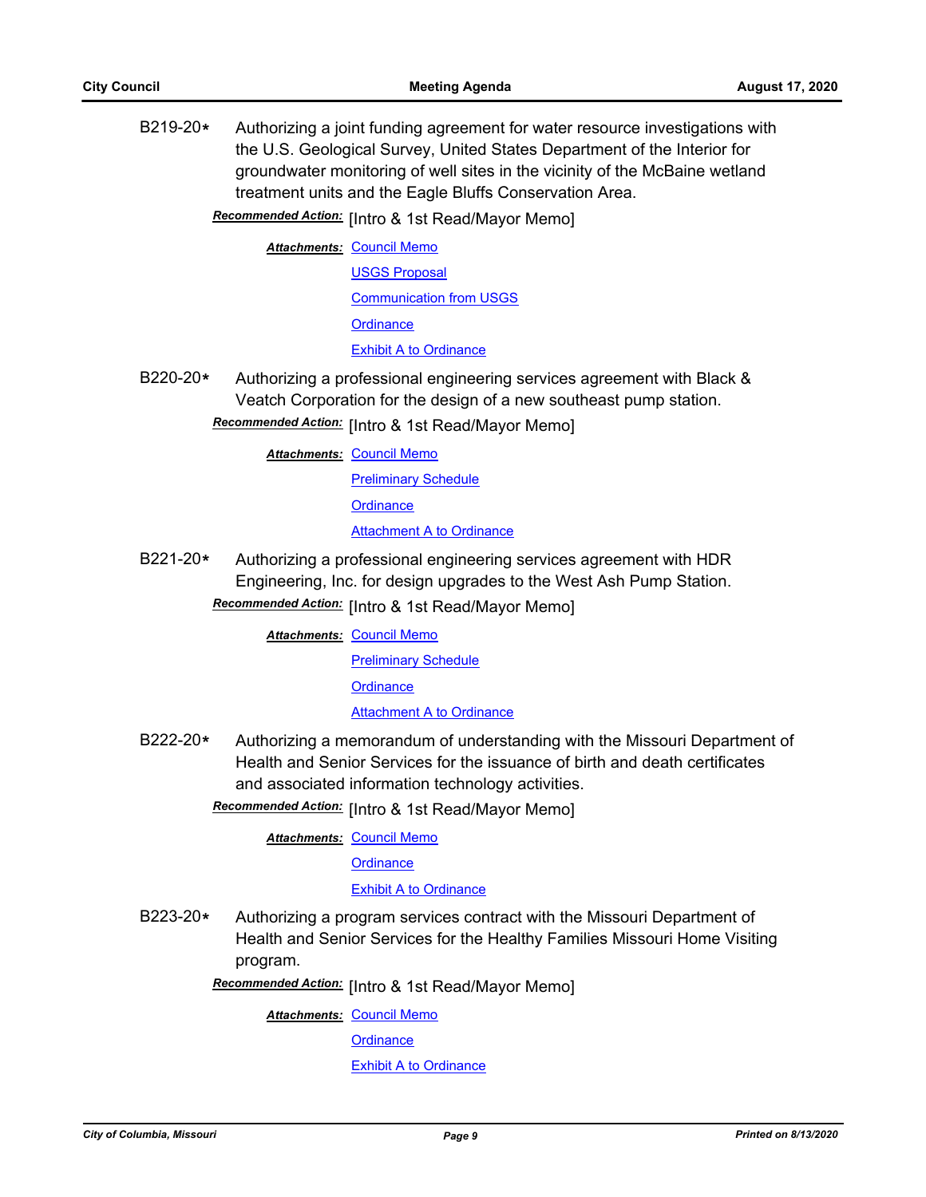B219-20* Authorizing a joint funding agreement for water resource investigations with the U.S. Geological Survey, United States Department of the Interior for groundwater monitoring of well sites in the vicinity of the McBaine wetland treatment units and the Eagle Bluffs Conservation Area.

***Recommended Action:*** [Intro & 1st Read/Mayor Memo]

***Attachments:*** Council Memo
USGS Proposal
Communication from USGS
Ordinance
Exhibit A to Ordinance

B220-20* Authorizing a professional engineering services agreement with Black & Veatch Corporation for the design of a new southeast pump station.

***Recommended Action:*** [Intro & 1st Read/Mayor Memo]

***Attachments:*** Council Memo
Preliminary Schedule
Ordinance
Attachment A to Ordinance

B221-20* Authorizing a professional engineering services agreement with HDR Engineering, Inc. for design upgrades to the West Ash Pump Station.

***Recommended Action:*** [Intro & 1st Read/Mayor Memo]

***Attachments:*** Council Memo
Preliminary Schedule
Ordinance
Attachment A to Ordinance

B222-20* Authorizing a memorandum of understanding with the Missouri Department of Health and Senior Services for the issuance of birth and death certificates and associated information technology activities.

***Recommended Action:*** [Intro & 1st Read/Mayor Memo]

***Attachments:*** Council Memo
Ordinance
Exhibit A to Ordinance

B223-20* Authorizing a program services contract with the Missouri Department of Health and Senior Services for the Healthy Families Missouri Home Visiting program.

***Recommended Action:*** [Intro & 1st Read/Mayor Memo]

***Attachments:*** Council Memo
Ordinance
Exhibit A to Ordinance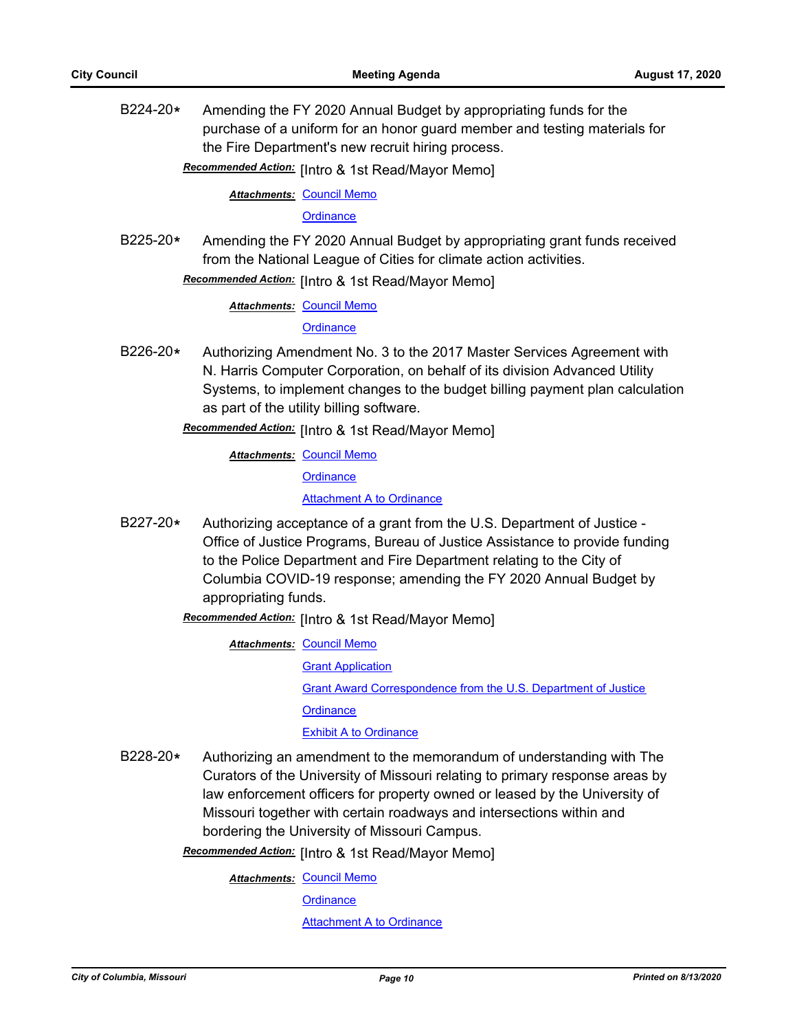B224-20* Amending the FY 2020 Annual Budget by appropriating funds for the purchase of a uniform for an honor guard member and testing materials for the Fire Department's new recruit hiring process.

***Recommended Action:*** [Intro & 1st Read/Mayor Memo]

***Attachments:*** Council Memo
Ordinance

B225-20* Amending the FY 2020 Annual Budget by appropriating grant funds received from the National League of Cities for climate action activities.

***Recommended Action:*** [Intro & 1st Read/Mayor Memo]

***Attachments:*** Council Memo
Ordinance

B226-20* Authorizing Amendment No. 3 to the 2017 Master Services Agreement with N. Harris Computer Corporation, on behalf of its division Advanced Utility Systems, to implement changes to the budget billing payment plan calculation as part of the utility billing software.

***Recommended Action:*** [Intro & 1st Read/Mayor Memo]

***Attachments:*** Council Memo
Ordinance
Attachment A to Ordinance

B227-20* Authorizing acceptance of a grant from the U.S. Department of Justice - Office of Justice Programs, Bureau of Justice Assistance to provide funding to the Police Department and Fire Department relating to the City of Columbia COVID-19 response; amending the FY 2020 Annual Budget by appropriating funds.

***Recommended Action:*** [Intro & 1st Read/Mayor Memo]

***Attachments:*** Council Memo
Grant Application
Grant Award Correspondence from the U.S. Department of Justice
Ordinance
Exhibit A to Ordinance

B228-20* Authorizing an amendment to the memorandum of understanding with The Curators of the University of Missouri relating to primary response areas by law enforcement officers for property owned or leased by the University of Missouri together with certain roadways and intersections within and bordering the University of Missouri Campus.

***Recommended Action:*** [Intro & 1st Read/Mayor Memo]

***Attachments:*** Council Memo
Ordinance
Attachment A to Ordinance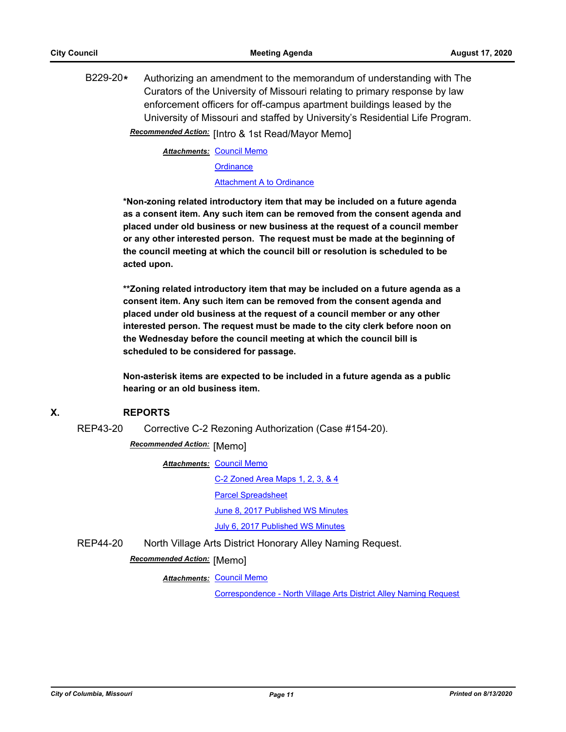B229-20* Authorizing an amendment to the memorandum of understanding with The Curators of the University of Missouri relating to primary response by law enforcement officers for off-campus apartment buildings leased by the University of Missouri and staffed by University's Residential Life Program.

*Recommended Action:* [Intro & 1st Read/Mayor Memo]

*Attachments:* Council Memo
Ordinance
Attachment A to Ordinance

**\*Non-zoning related introductory item that may be included on a future agenda as a consent item. Any such item can be removed from the consent agenda and placed under old business or new business at the request of a council member or any other interested person. The request must be made at the beginning of the council meeting at which the council bill or resolution is scheduled to be acted upon.**

**\*\*Zoning related introductory item that may be included on a future agenda as a consent item. Any such item can be removed from the consent agenda and placed under old business at the request of a council member or any other interested person. The request must be made to the city clerk before noon on the Wednesday before the council meeting at which the council bill is scheduled to be considered for passage.**

**Non-asterisk items are expected to be included in a future agenda as a public hearing or an old business item.**

## X. REPORTS

REP43-20 Corrective C-2 Rezoning Authorization (Case #154-20).

*Recommended Action:* [Memo]

*Attachments:* Council Memo
C-2 Zoned Area Maps 1, 2, 3, & 4
Parcel Spreadsheet
June 8, 2017 Published WS Minutes
July 6, 2017 Published WS Minutes

REP44-20 North Village Arts District Honorary Alley Naming Request.

*Recommended Action:* [Memo]

*Attachments:* Council Memo
Correspondence - North Village Arts District Alley Naming Request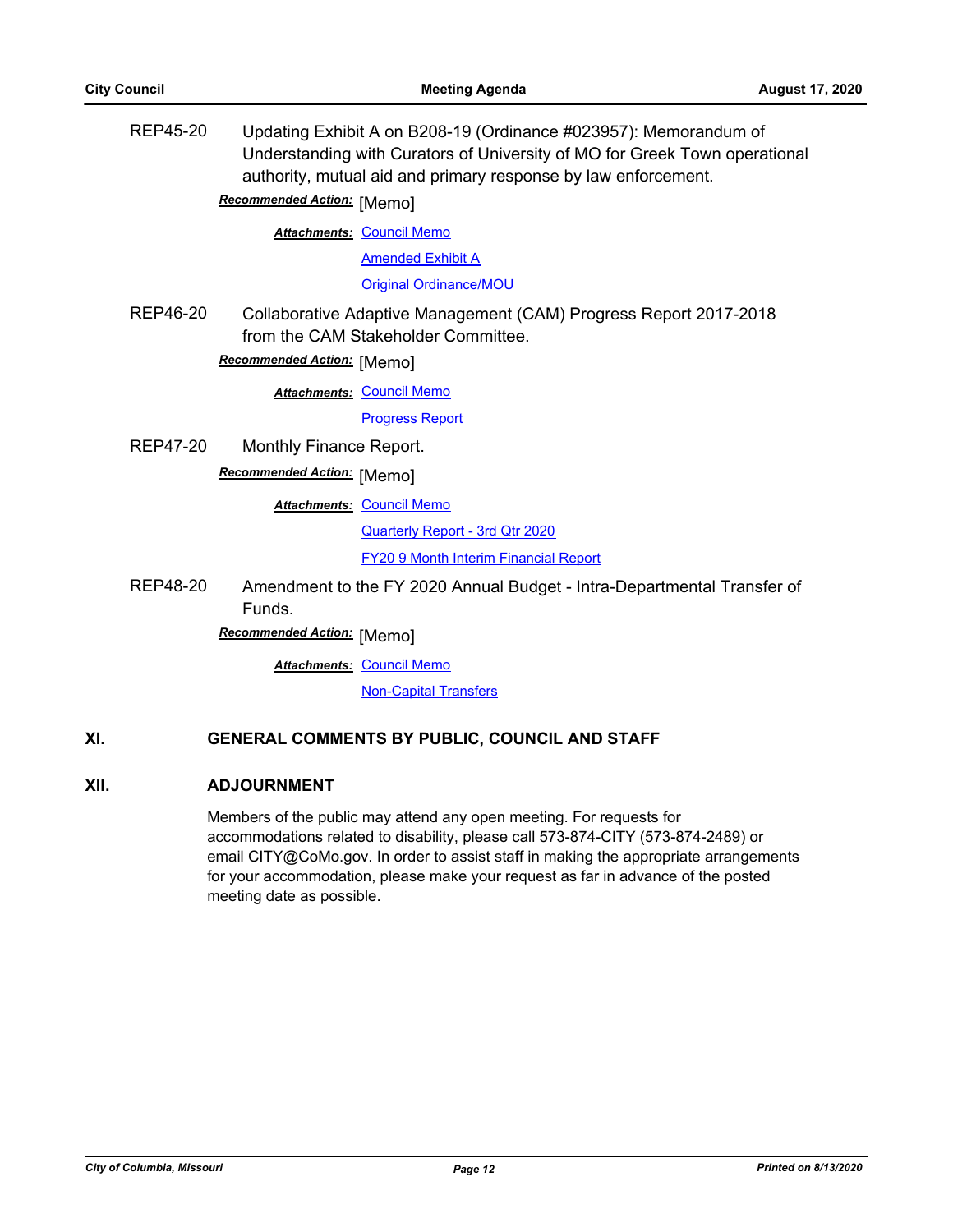REP45-20 Updating Exhibit A on B208-19 (Ordinance #023957): Memorandum of Understanding with Curators of University of MO for Greek Town operational authority, mutual aid and primary response by law enforcement.

***Recommended Action:*** [Memo]

***Attachments:*** Council Memo
Amended Exhibit A
Original Ordinance/MOU

REP46-20 Collaborative Adaptive Management (CAM) Progress Report 2017-2018 from the CAM Stakeholder Committee.

***Recommended Action:*** [Memo]

***Attachments:*** Council Memo
Progress Report

REP47-20 Monthly Finance Report.

***Recommended Action:*** [Memo]

***Attachments:*** Council Memo
Quarterly Report - 3rd Qtr 2020
FY20 9 Month Interim Financial Report

REP48-20 Amendment to the FY 2020 Annual Budget - Intra-Departmental Transfer of Funds.

***Recommended Action:*** [Memo]

***Attachments:*** Council Memo
Non-Capital Transfers

## XI. GENERAL COMMENTS BY PUBLIC, COUNCIL AND STAFF

## XII. ADJOURNMENT

Members of the public may attend any open meeting. For requests for accommodations related to disability, please call 573-874-CITY (573-874-2489) or email CITY@CoMo.gov. In order to assist staff in making the appropriate arrangements for your accommodation, please make your request as far in advance of the posted meeting date as possible.